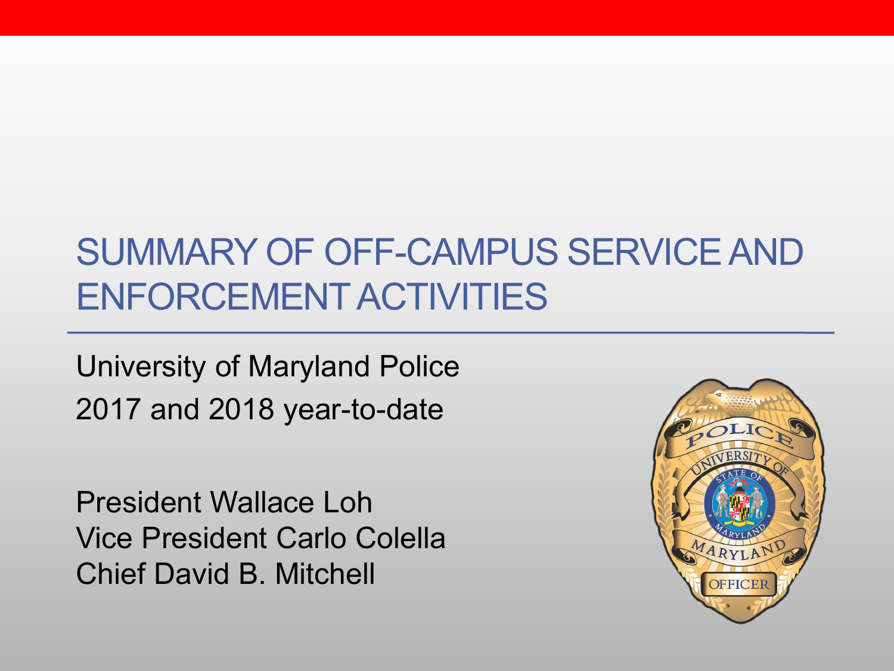# SUMMARY OF OFF-CAMPUS SERVICE AND ENFORCEMENT ACTIVITIES

University of Maryland Police
2017 and 2018 year-to-date

President Wallace Loh
Vice President Carlo Colella
Chief David B. Mitchell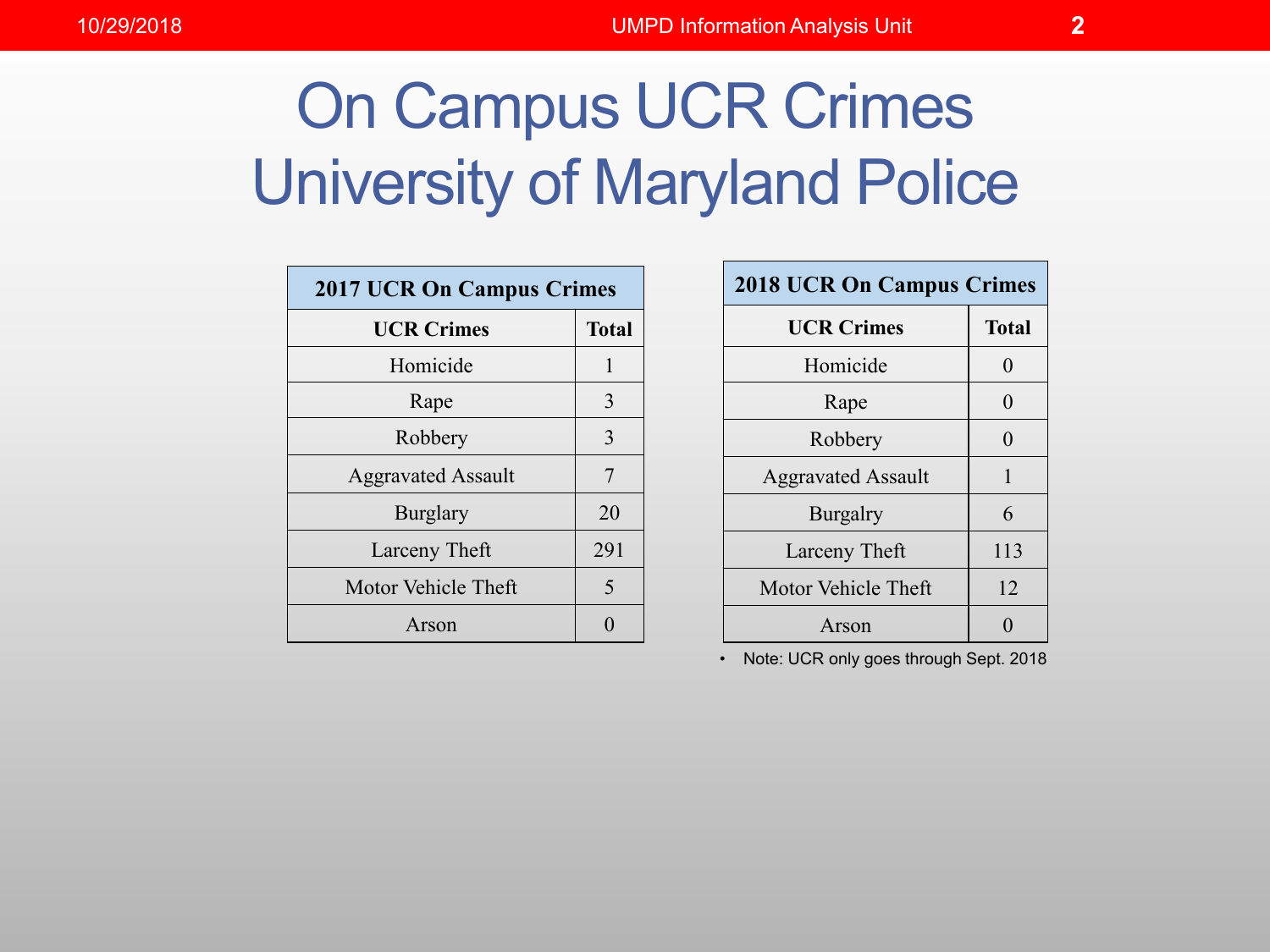# On Campus UCR Crimes University of Maryland Police

| 2017 UCR On Campus Crimes | |
|---|---|
| **UCR Crimes** | **Total** |
| Homicide | 1 |
| Rape | 3 |
| Robbery | 3 |
| Aggravated Assault | 7 |
| Burglary | 20 |
| Larceny Theft | 291 |
| Motor Vehicle Theft | 5 |
| Arson | 0 |

| 2018 UCR On Campus Crimes | |
|---|---|
| **UCR Crimes** | **Total** |
| Homicide | 0 |
| Rape | 0 |
| Robbery | 0 |
| Aggravated Assault | 1 |
| Burgalry | 6 |
| Larceny Theft | 113 |
| Motor Vehicle Theft | 12 |
| Arson | 0 |

- Note: UCR only goes through Sept. 2018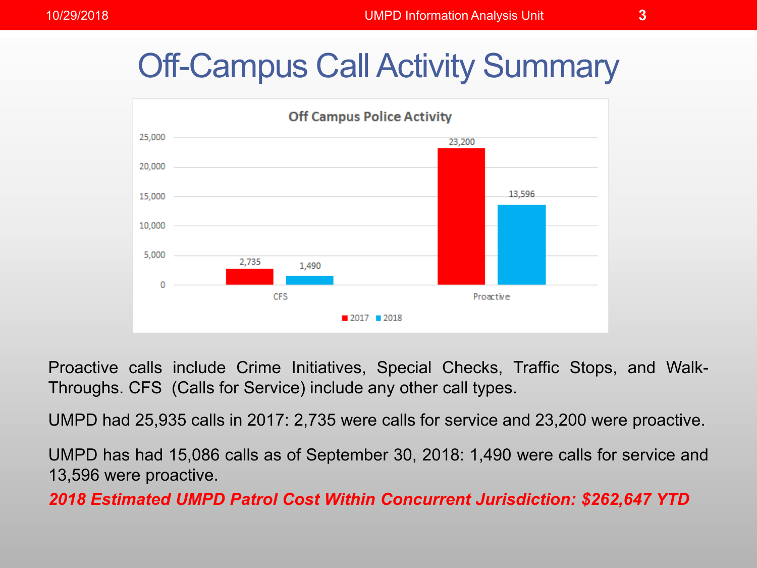# Off-Campus Call Activity Summary

**Off Campus Police Activity**

| | 2017 | 2018 |
|---|---|---|
| CFS | 2,735 | 1,490 |
| Proactive | 23,200 | 13,596 |

Proactive calls include Crime Initiatives, Special Checks, Traffic Stops, and Walk-Throughs. CFS (Calls for Service) include any other call types.

UMPD had 25,935 calls in 2017: 2,735 were calls for service and 23,200 were proactive.

UMPD has had 15,086 calls as of September 30, 2018: 1,490 were calls for service and 13,596 were proactive.

***2018 Estimated UMPD Patrol Cost Within Concurrent Jurisdiction: $262,647 YTD***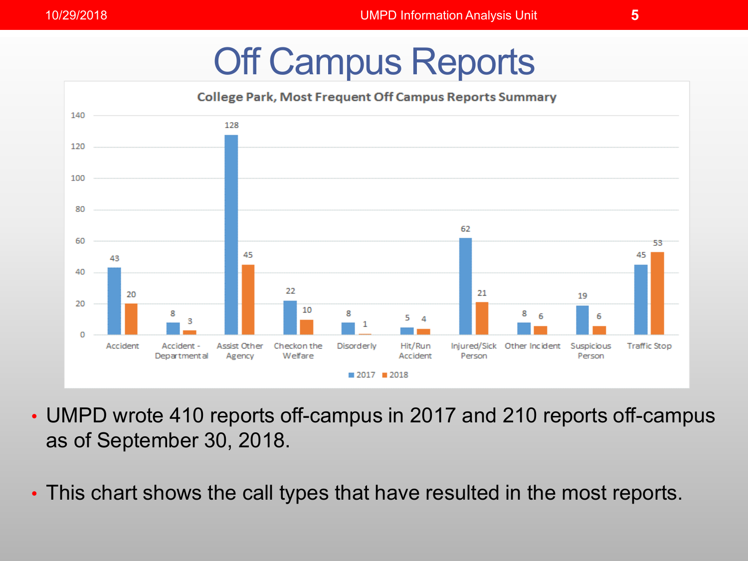# Off Campus Reports

**College Park, Most Frequent Off Campus Reports Summary**

| Call Type | 2017 | 2018 |
|---|---|---|
| Accident | 43 | 20 |
| Accident - Departmental | 8 | 3 |
| Assist Other Agency | 128 | 45 |
| Checkon the Welfare | 22 | 10 |
| Disorderly | 8 | 1 |
| Hit/Run Accident | 5 | 4 |
| Injured/Sick Person | 62 | 21 |
| Other Incident | 8 | 6 |
| Suspicious Person | 19 | 6 |
| Traffic Stop | 45 | 53 |

- UMPD wrote 410 reports off-campus in 2017 and 210 reports off-campus as of September 30, 2018.
- This chart shows the call types that have resulted in the most reports.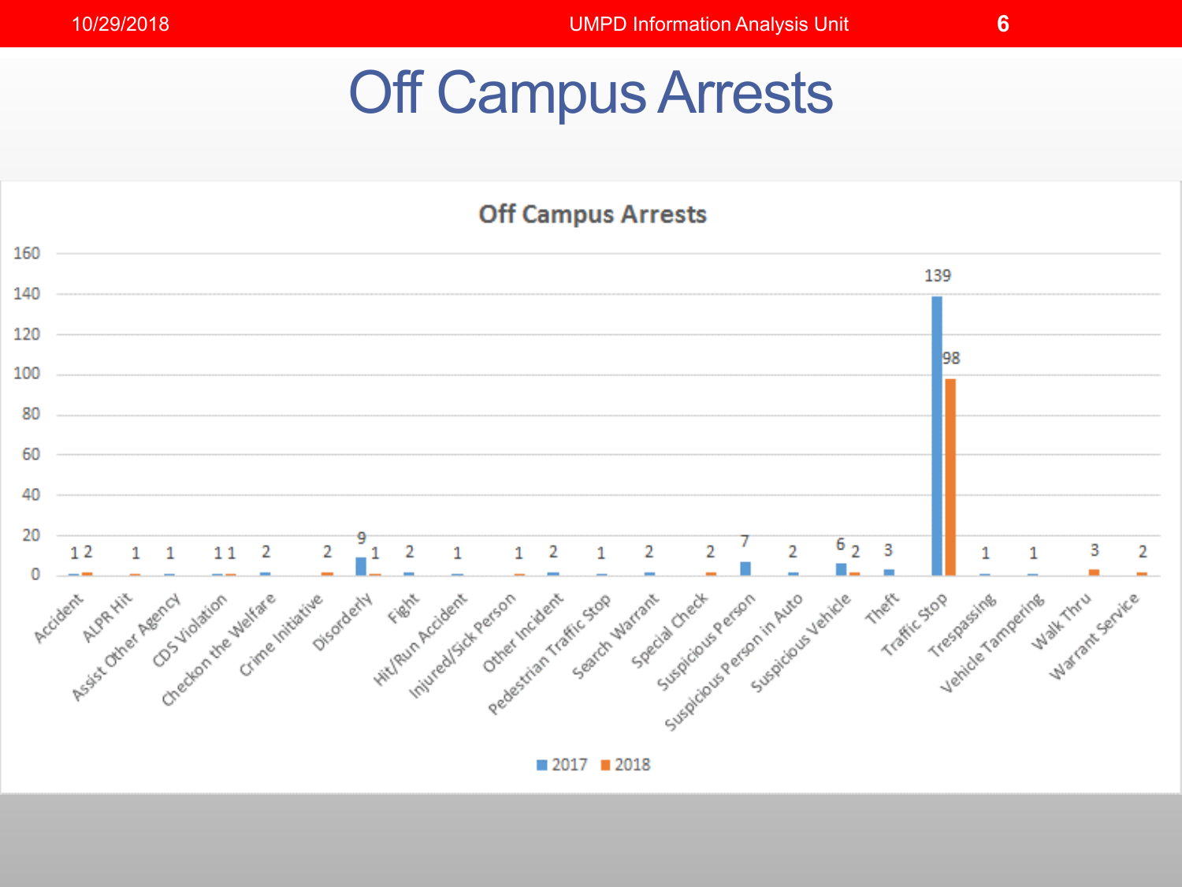# Off Campus Arrests

**Off Campus Arrests**

| Category | 2017 | 2018 |
|---|---|---|
| Accident | 1 | 2 |
| ALPR Hit | | 1 |
| Assist Other Agency | 1 | |
| CDS Violation | 1 | 1 |
| Checkon the Welfare | 2 | |
| Crime Initiative | | 2 |
| Disorderly | 9 | 1 |
| Fight | 2 | |
| Hit/Run Accident | 1 | |
| Injured/Sick Person | | 1 |
| Other Incident | 2 | |
| Pedestrian Traffic Stop | 1 | |
| Search Warrant | 2 | |
| Special Check | | 2 |
| Suspicious Person | 7 | |
| Suspicious Person in Auto | 2 | |
| Suspicious Vehicle | 6 | 2 |
| Theft | 3 | |
| Traffic Stop | 139 | 98 |
| Trespassing | 1 | |
| Vehicle Tampering | 1 | |
| Walk Thru | | 3 |
| Warrant Service | | 2 |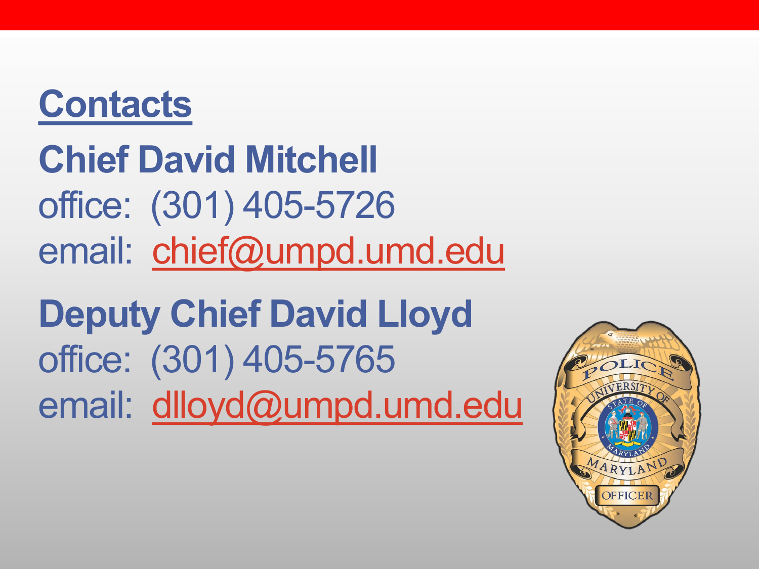# Contacts

**Chief David Mitchell**

office: (301) 405-5726

email: chief@umpd.umd.edu

**Deputy Chief David Lloyd**

office: (301) 405-5765

email: dlloyd@umpd.umd.edu